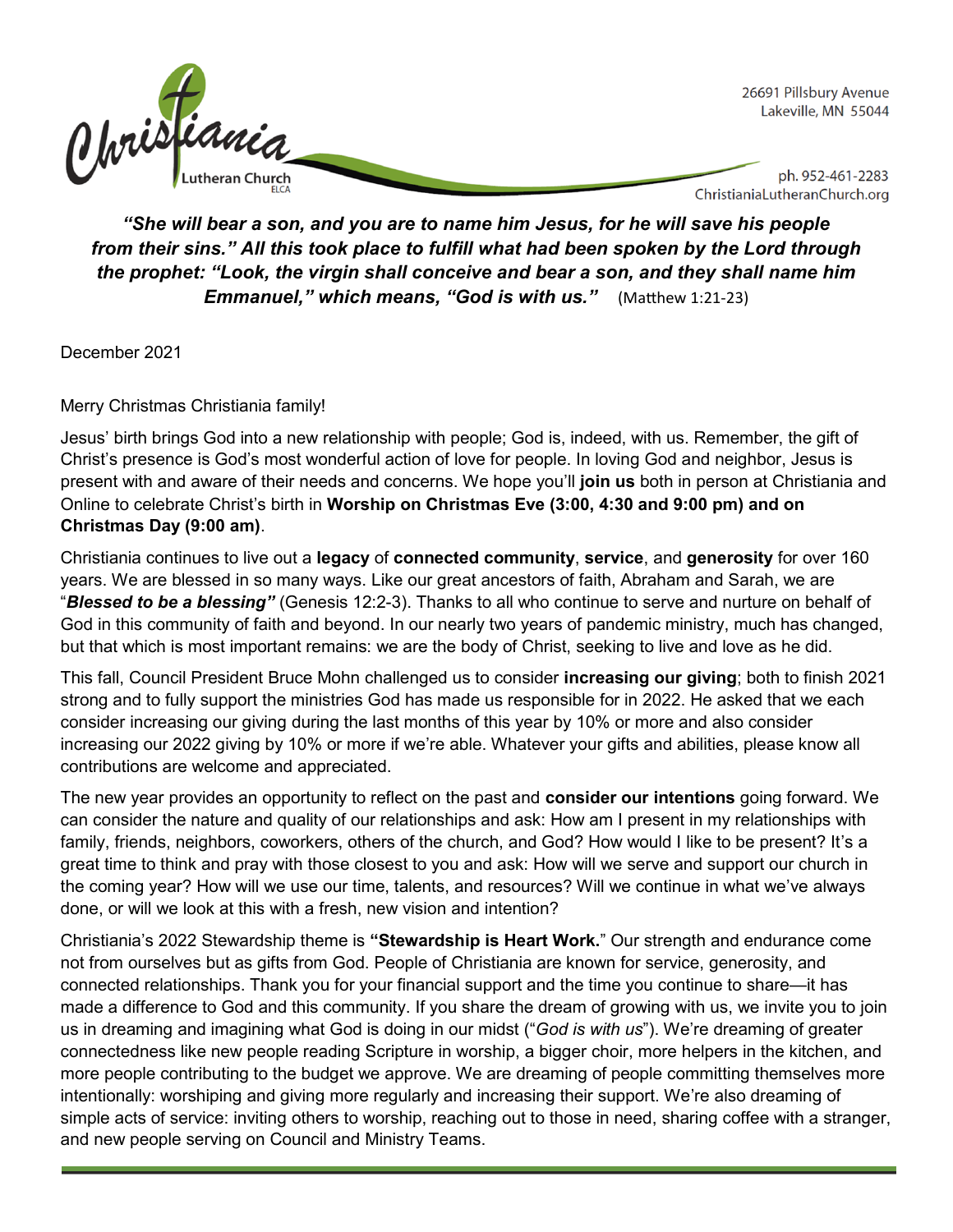Christiania Lutheran Church ELCA

26691 Pillsbury Avenue
Lakeville, MN 55044

ph. 952-461-2283
ChristianiaLutheranChurch.org

***"She will bear a son, and you are to name him Jesus, for he will save his people from their sins." All this took place to fulfill what had been spoken by the Lord through the prophet: "Look, the virgin shall conceive and bear a son, and they shall name him Emmanuel," which means, "God is with us."*** (Matthew 1:21-23)

December 2021

Merry Christmas Christiania family!

Jesus' birth brings God into a new relationship with people; God is, indeed, with us. Remember, the gift of Christ's presence is God's most wonderful action of love for people. In loving God and neighbor, Jesus is present with and aware of their needs and concerns. We hope you'll **join us** both in person at Christiania and Online to celebrate Christ's birth in **Worship on Christmas Eve (3:00, 4:30 and 9:00 pm) and on Christmas Day (9:00 am)**.

Christiania continues to live out a **legacy** of **connected community**, **service**, and **generosity** for over 160 years. We are blessed in so many ways. Like our great ancestors of faith, Abraham and Sarah, we are "***Blessed to be a blessing"*** (Genesis 12:2-3). Thanks to all who continue to serve and nurture on behalf of God in this community of faith and beyond. In our nearly two years of pandemic ministry, much has changed, but that which is most important remains: we are the body of Christ, seeking to live and love as he did.

This fall, Council President Bruce Mohn challenged us to consider **increasing our giving**; both to finish 2021 strong and to fully support the ministries God has made us responsible for in 2022. He asked that we each consider increasing our giving during the last months of this year by 10% or more and also consider increasing our 2022 giving by 10% or more if we're able. Whatever your gifts and abilities, please know all contributions are welcome and appreciated.

The new year provides an opportunity to reflect on the past and **consider our intentions** going forward. We can consider the nature and quality of our relationships and ask: How am I present in my relationships with family, friends, neighbors, coworkers, others of the church, and God? How would I like to be present? It's a great time to think and pray with those closest to you and ask: How will we serve and support our church in the coming year? How will we use our time, talents, and resources? Will we continue in what we've always done, or will we look at this with a fresh, new vision and intention?

Christiania's 2022 Stewardship theme is **"Stewardship is Heart Work.**" Our strength and endurance come not from ourselves but as gifts from God. People of Christiania are known for service, generosity, and connected relationships. Thank you for your financial support and the time you continue to share—it has made a difference to God and this community. If you share the dream of growing with us, we invite you to join us in dreaming and imagining what God is doing in our midst ("*God is with us*"). We're dreaming of greater connectedness like new people reading Scripture in worship, a bigger choir, more helpers in the kitchen, and more people contributing to the budget we approve. We are dreaming of people committing themselves more intentionally: worshiping and giving more regularly and increasing their support. We're also dreaming of simple acts of service: inviting others to worship, reaching out to those in need, sharing coffee with a stranger, and new people serving on Council and Ministry Teams.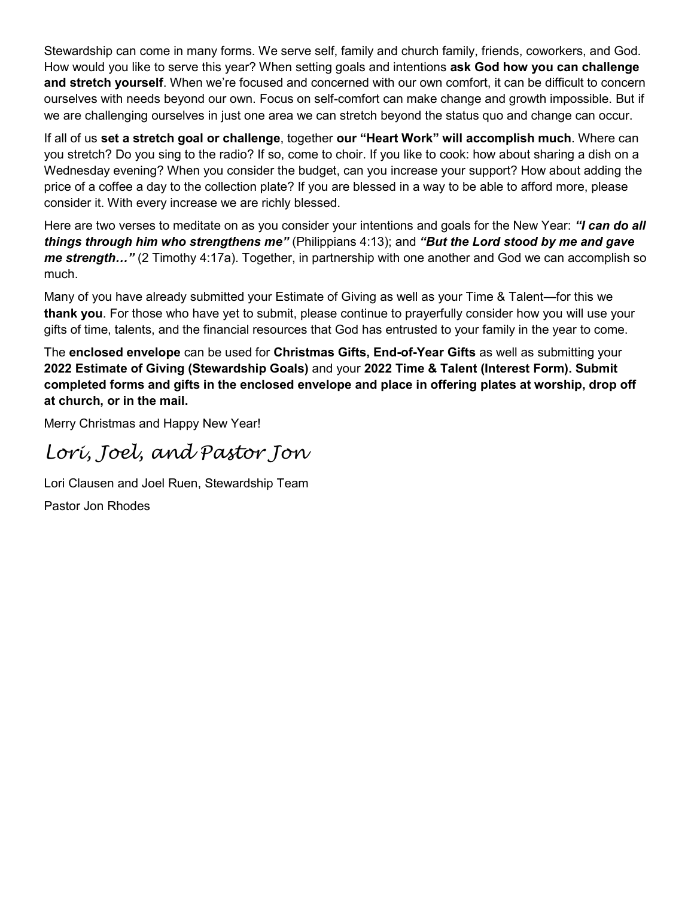Stewardship can come in many forms. We serve self, family and church family, friends, coworkers, and God. How would you like to serve this year? When setting goals and intentions **ask God how you can challenge and stretch yourself**. When we're focused and concerned with our own comfort, it can be difficult to concern ourselves with needs beyond our own. Focus on self-comfort can make change and growth impossible. But if we are challenging ourselves in just one area we can stretch beyond the status quo and change can occur.

If all of us **set a stretch goal or challenge**, together **our "Heart Work" will accomplish much**. Where can you stretch? Do you sing to the radio? If so, come to choir. If you like to cook: how about sharing a dish on a Wednesday evening? When you consider the budget, can you increase your support? How about adding the price of a coffee a day to the collection plate? If you are blessed in a way to be able to afford more, please consider it. With every increase we are richly blessed.

Here are two verses to meditate on as you consider your intentions and goals for the New Year: ***"I can do all things through him who strengthens me"*** (Philippians 4:13); and ***"But the Lord stood by me and gave me strength…"*** (2 Timothy 4:17a). Together, in partnership with one another and God we can accomplish so much.

Many of you have already submitted your Estimate of Giving as well as your Time & Talent—for this we **thank you**. For those who have yet to submit, please continue to prayerfully consider how you will use your gifts of time, talents, and the financial resources that God has entrusted to your family in the year to come.

The **enclosed envelope** can be used for **Christmas Gifts, End-of-Year Gifts** as well as submitting your **2022 Estimate of Giving (Stewardship Goals)** and your **2022 Time & Talent (Interest Form). Submit completed forms and gifts in the enclosed envelope and place in offering plates at worship, drop off at church, or in the mail.**

Merry Christmas and Happy New Year!

*Lori, Joel, and Pastor Jon*

Lori Clausen and Joel Ruen, Stewardship Team

Pastor Jon Rhodes